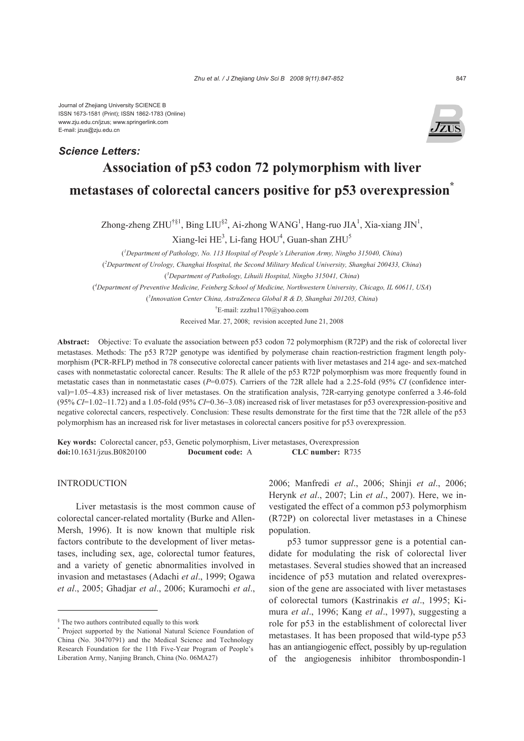Journal of Zhejiang University SCIENCE B
ISSN 1673-1581 (Print); ISSN 1862-1783 (Online)
www.zju.edu.cn/jzus; www.springerlink.com
E-mail: jzus@zju.edu.cn

***Science Letters:***

# Association of p53 codon 72 polymorphism with liver metastases of colorectal cancers positive for p53 overexpression*

Zhong-zheng ZHU[†§1], Bing LIU[§2], Ai-zhong WANG[1], Hang-ruo JIA[1], Xia-xiang JIN[1], Xiang-lei HE[3], Li-fang HOU[4], Guan-shan ZHU[5]

([1]*Department of Pathology, No. 113 Hospital of People's Liberation Army, Ningbo 315040, China*)

([2]*Department of Urology, Changhai Hospital, the Second Military Medical University, Shanghai 200433, China*)

([3]*Department of Pathology, Lihuili Hospital, Ningbo 315041, China*)

([4]*Department of Preventive Medicine, Feinberg School of Medicine, Northwestern University, Chicago, IL 60611, USA*)

([5]*Innovation Center China, AstraZeneca Global R & D, Shanghai 201203, China*)

[†]E-mail: zzzhu1170@yahoo.com

Received Mar. 27, 2008; revision accepted June 21, 2008

**Abstract:** Objective: To evaluate the association between p53 codon 72 polymorphism (R72P) and the risk of colorectal liver metastases. Methods: The p53 R72P genotype was identified by polymerase chain reaction-restriction fragment length polymorphism (PCR-RFLP) method in 78 consecutive colorectal cancer patients with liver metastases and 214 age- and sex-matched cases with nonmetastatic colorectal cancer. Results: The R allele of the p53 R72P polymorphism was more frequently found in metastatic cases than in nonmetastatic cases ($P$=0.075). Carriers of the 72R allele had a 2.25-fold (95% *CI* (confidence interval)=1.05~4.83) increased risk of liver metastases. On the stratification analysis, 72R-carrying genotype conferred a 3.46-fold (95% *CI*=1.02~11.72) and a 1.05-fold (95% *CI*=0.36~3.08) increased risk of liver metastases for p53 overexpression-positive and negative colorectal cancers, respectively. Conclusion: These results demonstrate for the first time that the 72R allele of the p53 polymorphism has an increased risk for liver metastases in colorectal cancers positive for p53 overexpression.

**Key words:** Colorectal cancer, p53, Genetic polymorphism, Liver metastases, Overexpression
**doi:**10.1631/jzus.B0820100 **Document code:** A **CLC number:** R735

## INTRODUCTION

Liver metastasis is the most common cause of colorectal cancer-related mortality (Burke and Allen-Mersh, 1996). It is now known that multiple risk factors contribute to the development of liver metastases, including sex, age, colorectal tumor features, and a variety of genetic abnormalities involved in invasion and metastases (Adachi *et al*., 1999; Ogawa *et al*., 2005; Ghadjar *et al*., 2006; Kuramochi *et al*., 2006; Manfredi *et al*., 2006; Shinji *et al*., 2006; Herynk *et al*., 2007; Lin *et al*., 2007). Here, we investigated the effect of a common p53 polymorphism (R72P) on colorectal liver metastases in a Chinese population.

p53 tumor suppressor gene is a potential candidate for modulating the risk of colorectal liver metastases. Several studies showed that an increased incidence of p53 mutation and related overexpression of the gene are associated with liver metastases of colorectal tumors (Kastrinakis *et al*., 1995; Kimura *et al*., 1996; Kang *et al*., 1997), suggesting a role for p53 in the establishment of colorectal liver metastases. It has been proposed that wild-type p53 has an antiangiogenic effect, possibly by up-regulation of the angiogenesis inhibitor thrombospondin-1

---

[§] The two authors contributed equally to this work

[*] Project supported by the National Natural Science Foundation of China (No. 30470791) and the Medical Science and Technology Research Foundation for the 11th Five-Year Program of People's Liberation Army, Nanjing Branch, China (No. 06MA27)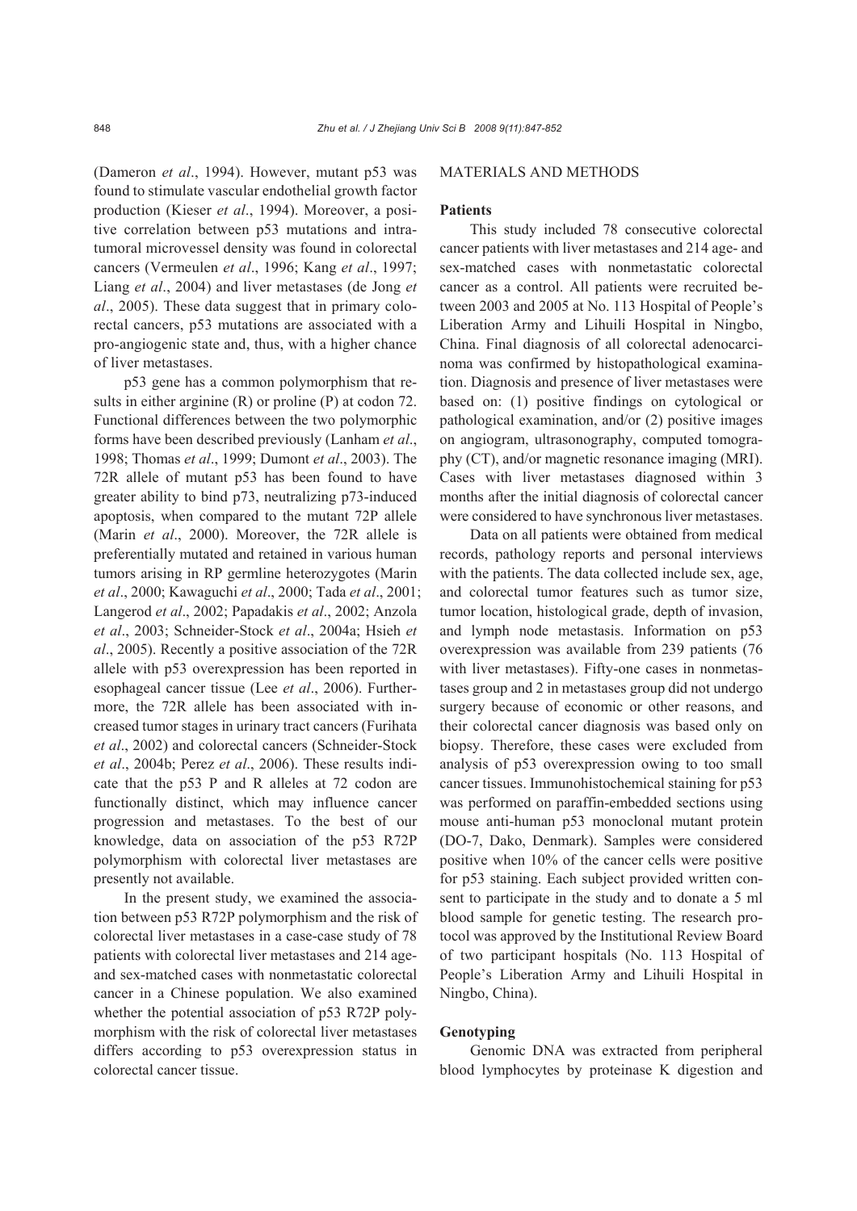(Dameron *et al*., 1994). However, mutant p53 was found to stimulate vascular endothelial growth factor production (Kieser *et al*., 1994). Moreover, a positive correlation between p53 mutations and intratumoral microvessel density was found in colorectal cancers (Vermeulen *et al*., 1996; Kang *et al*., 1997; Liang *et al*., 2004) and liver metastases (de Jong *et al*., 2005). These data suggest that in primary colorectal cancers, p53 mutations are associated with a pro-angiogenic state and, thus, with a higher chance of liver metastases.

p53 gene has a common polymorphism that results in either arginine (R) or proline (P) at codon 72. Functional differences between the two polymorphic forms have been described previously (Lanham *et al*., 1998; Thomas *et al*., 1999; Dumont *et al*., 2003). The 72R allele of mutant p53 has been found to have greater ability to bind p73, neutralizing p73-induced apoptosis, when compared to the mutant 72P allele (Marin *et al*., 2000). Moreover, the 72R allele is preferentially mutated and retained in various human tumors arising in RP germline heterozygotes (Marin *et al*., 2000; Kawaguchi *et al*., 2000; Tada *et al*., 2001; Langerod *et al*., 2002; Papadakis *et al*., 2002; Anzola *et al*., 2003; Schneider-Stock *et al*., 2004a; Hsieh *et al*., 2005). Recently a positive association of the 72R allele with p53 overexpression has been reported in esophageal cancer tissue (Lee *et al*., 2006). Furthermore, the 72R allele has been associated with increased tumor stages in urinary tract cancers (Furihata *et al*., 2002) and colorectal cancers (Schneider-Stock *et al*., 2004b; Perez *et al*., 2006). These results indicate that the p53 P and R alleles at 72 codon are functionally distinct, which may influence cancer progression and metastases. To the best of our knowledge, data on association of the p53 R72P polymorphism with colorectal liver metastases are presently not available.

In the present study, we examined the association between p53 R72P polymorphism and the risk of colorectal liver metastases in a case-case study of 78 patients with colorectal liver metastases and 214 age- and sex-matched cases with nonmetastatic colorectal cancer in a Chinese population. We also examined whether the potential association of p53 R72P polymorphism with the risk of colorectal liver metastases differs according to p53 overexpression status in colorectal cancer tissue.

## MATERIALS AND METHODS

### Patients

This study included 78 consecutive colorectal cancer patients with liver metastases and 214 age- and sex-matched cases with nonmetastatic colorectal cancer as a control. All patients were recruited between 2003 and 2005 at No. 113 Hospital of People's Liberation Army and Lihuili Hospital in Ningbo, China. Final diagnosis of all colorectal adenocarcinoma was confirmed by histopathological examination. Diagnosis and presence of liver metastases were based on: (1) positive findings on cytological or pathological examination, and/or (2) positive images on angiogram, ultrasonography, computed tomography (CT), and/or magnetic resonance imaging (MRI). Cases with liver metastases diagnosed within 3 months after the initial diagnosis of colorectal cancer were considered to have synchronous liver metastases.

Data on all patients were obtained from medical records, pathology reports and personal interviews with the patients. The data collected include sex, age, and colorectal tumor features such as tumor size, tumor location, histological grade, depth of invasion, and lymph node metastasis. Information on p53 overexpression was available from 239 patients (76 with liver metastases). Fifty-one cases in nonmetastases group and 2 in metastases group did not undergo surgery because of economic or other reasons, and their colorectal cancer diagnosis was based only on biopsy. Therefore, these cases were excluded from analysis of p53 overexpression owing to too small cancer tissues. Immunohistochemical staining for p53 was performed on paraffin-embedded sections using mouse anti-human p53 monoclonal mutant protein (DO-7, Dako, Denmark). Samples were considered positive when 10% of the cancer cells were positive for p53 staining. Each subject provided written consent to participate in the study and to donate a 5 ml blood sample for genetic testing. The research protocol was approved by the Institutional Review Board of two participant hospitals (No. 113 Hospital of People's Liberation Army and Lihuili Hospital in Ningbo, China).

### Genotyping

Genomic DNA was extracted from peripheral blood lymphocytes by proteinase K digestion and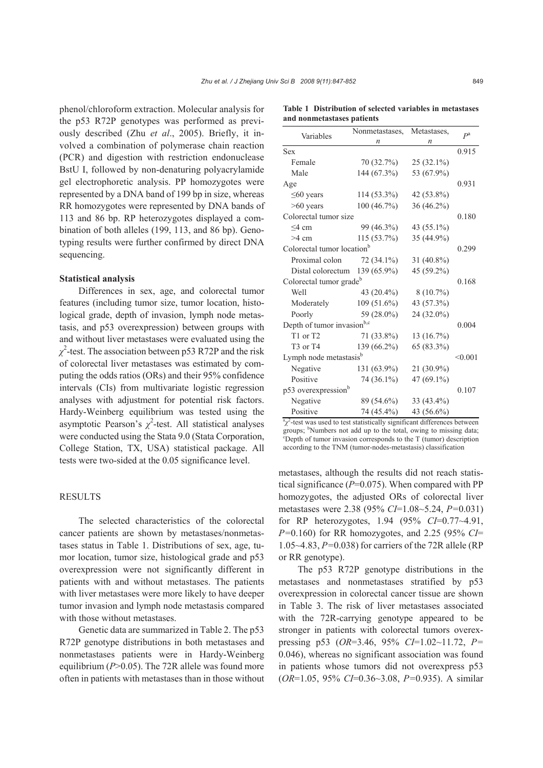phenol/chloroform extraction. Molecular analysis for the p53 R72P genotypes was performed as previously described (Zhu *et al*., 2005). Briefly, it involved a combination of polymerase chain reaction (PCR) and digestion with restriction endonuclease BstU I, followed by non-denaturing polyacrylamide gel electrophoretic analysis. PP homozygotes were represented by a DNA band of 199 bp in size, whereas RR homozygotes were represented by DNA bands of 113 and 86 bp. RP heterozygotes displayed a combination of both alleles (199, 113, and 86 bp). Genotyping results were further confirmed by direct DNA sequencing.

### Statistical analysis

Differences in sex, age, and colorectal tumor features (including tumor size, tumor location, histological grade, depth of invasion, lymph node metastasis, and p53 overexpression) between groups with and without liver metastases were evaluated using the $\chi^2$-test. The association between p53 R72P and the risk of colorectal liver metastases was estimated by computing the odds ratios (ORs) and their 95% confidence intervals (CIs) from multivariate logistic regression analyses with adjustment for potential risk factors. Hardy-Weinberg equilibrium was tested using the asymptotic Pearson's $\chi^2$-test. All statistical analyses were conducted using the Stata 9.0 (Stata Corporation, College Station, TX, USA) statistical package. All tests were two-sided at the 0.05 significance level.

## RESULTS

The selected characteristics of the colorectal cancer patients are shown by metastases/nonmetastases status in Table 1. Distributions of sex, age, tumor location, tumor size, histological grade and p53 overexpression were not significantly different in patients with and without metastases. The patients with liver metastases were more likely to have deeper tumor invasion and lymph node metastasis compared with those without metastases.

Genetic data are summarized in Table 2. The p53 R72P genotype distributions in both metastases and nonmetastases patients were in Hardy-Weinberg equilibrium ($P$>0.05). The 72R allele was found more often in patients with metastases than in those without metastases, although the results did not reach statistical significance ($P$=0.075). When compared with PP homozygotes, the adjusted ORs of colorectal liver metastases were 2.38 (95% *CI*=1.08~5.24, $P$=0.031) for RP heterozygotes, 1.94 (95% *CI*=0.77~4.91, $P$=0.160) for RR homozygotes, and 2.25 (95% *CI*=1.05~4.83, $P$=0.038) for carriers of the 72R allele (RP or RR genotype).

The p53 R72P genotype distributions in the metastases and nonmetastases stratified by p53 overexpression in colorectal cancer tissue are shown in Table 3. The risk of liver metastases associated with the 72R-carrying genotype appeared to be stronger in patients with colorectal tumors overexpressing p53 (*OR*=3.46, 95% *CI*=1.02~11.72, $P$=0.046), whereas no significant association was found in patients whose tumors did not overexpress p53 (*OR*=1.05, 95% *CI*=0.36~3.08, $P$=0.935). A similar

**Table 1 Distribution of selected variables in metastases and nonmetastases patients**

| Variables | Nonmetastases, *n* | Metastases, *n* | $P$[a] |
|---|---|---|---|
| Sex | | | 0.915 |
| Female | 70 (32.7%) | 25 (32.1%) | |
| Male | 144 (67.3%) | 53 (67.9%) | |
| Age | | | 0.931 |
| ≤60 years | 114 (53.3%) | 42 (53.8%) | |
| >60 years | 100 (46.7%) | 36 (46.2%) | |
| Colorectal tumor size | | | 0.180 |
| ≤4 cm | 99 (46.3%) | 43 (55.1%) | |
| >4 cm | 115 (53.7%) | 35 (44.9%) | |
| Colorectal tumor location[b] | | | 0.299 |
| Proximal colon | 72 (34.1%) | 31 (40.8%) | |
| Distal colorectum | 139 (65.9%) | 45 (59.2%) | |
| Colorectal tumor grade[b] | | | 0.168 |
| Well | 43 (20.4%) | 8 (10.7%) | |
| Moderately | 109 (51.6%) | 43 (57.3%) | |
| Poorly | 59 (28.0%) | 24 (32.0%) | |
| Depth of tumor invasion[b,c] | | | 0.004 |
| T1 or T2 | 71 (33.8%) | 13 (16.7%) | |
| T3 or T4 | 139 (66.2%) | 65 (83.3%) | |
| Lymph node metastasis[b] | | | <0.001 |
| Negative | 131 (63.9%) | 21 (30.9%) | |
| Positive | 74 (36.1%) | 47 (69.1%) | |
| p53 overexpression[b] | | | 0.107 |
| Negative | 89 (54.6%) | 33 (43.4%) | |
| Positive | 74 (45.4%) | 43 (56.6%) | |

[a] $\chi^2$-test was used to test statistically significant differences between groups; [b] Numbers not add up to the total, owing to missing data; [c] Depth of tumor invasion corresponds to the T (tumor) description according to the TNM (tumor-nodes-metastasis) classification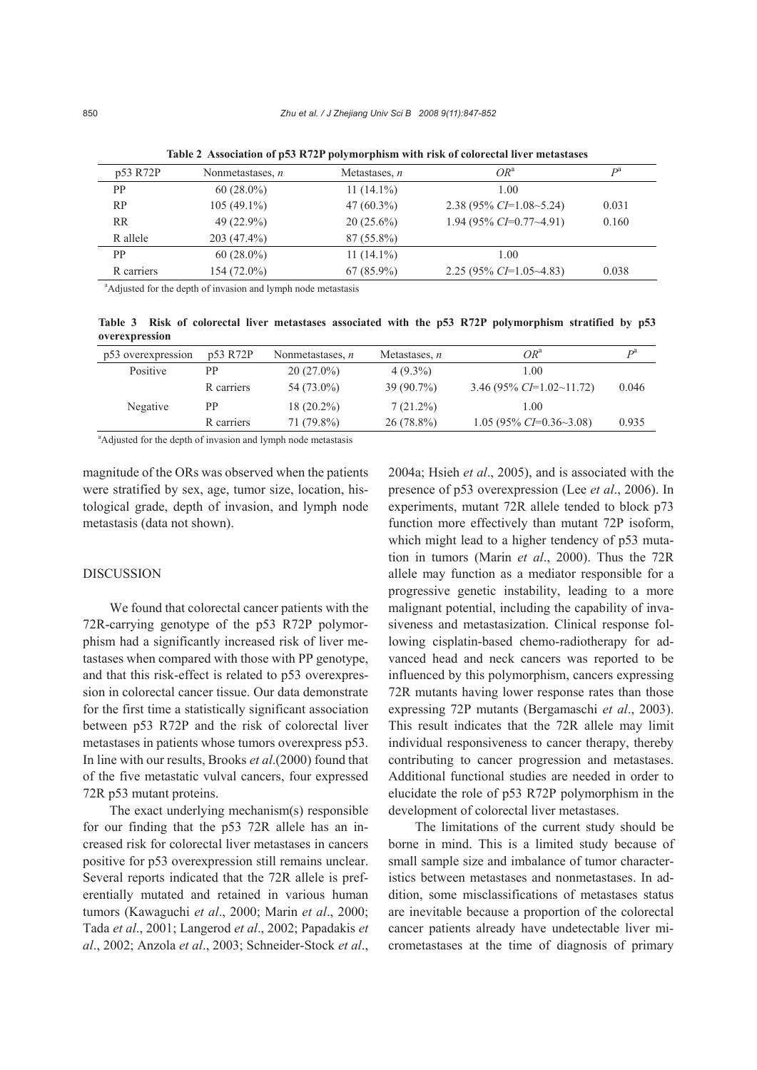**Table 2 Association of p53 R72P polymorphism with risk of colorectal liver metastases**

| p53 R72P | Nonmetastases, *n* | Metastases, *n* | $OR^a$ | $P^a$ |
|---|---|---|---|---|
| PP | 60 (28.0%) | 11 (14.1%) | 1.00 | |
| RP | 105 (49.1%) | 47 (60.3%) | 2.38 (95% *CI*=1.08~5.24) | 0.031 |
| RR | 49 (22.9%) | 20 (25.6%) | 1.94 (95% *CI*=0.77~4.91) | 0.160 |
| R allele | 203 (47.4%) | 87 (55.8%) | | |
| PP | 60 (28.0%) | 11 (14.1%) | 1.00 | |
| R carriers | 154 (72.0%) | 67 (85.9%) | 2.25 (95% *CI*=1.05~4.83) | 0.038 |

[a]Adjusted for the depth of invasion and lymph node metastasis

**Table 3 Risk of colorectal liver metastases associated with the p53 R72P polymorphism stratified by p53 overexpression**

| p53 overexpression | p53 R72P | Nonmetastases, *n* | Metastases, *n* | $OR^a$ | $P^a$ |
|---|---|---|---|---|---|
| Positive | PP | 20 (27.0%) | 4 (9.3%) | 1.00 | |
| | R carriers | 54 (73.0%) | 39 (90.7%) | 3.46 (95% *CI*=1.02~11.72) | 0.046 |
| Negative | PP | 18 (20.2%) | 7 (21.2%) | 1.00 | |
| | R carriers | 71 (79.8%) | 26 (78.8%) | 1.05 (95% *CI*=0.36~3.08) | 0.935 |

[a]Adjusted for the depth of invasion and lymph node metastasis

magnitude of the ORs was observed when the patients were stratified by sex, age, tumor size, location, histological grade, depth of invasion, and lymph node metastasis (data not shown).

## DISCUSSION

We found that colorectal cancer patients with the 72R-carrying genotype of the p53 R72P polymorphism had a significantly increased risk of liver metastases when compared with those with PP genotype, and that this risk-effect is related to p53 overexpression in colorectal cancer tissue. Our data demonstrate for the first time a statistically significant association between p53 R72P and the risk of colorectal liver metastases in patients whose tumors overexpress p53. In line with our results, Brooks *et al*.(2000) found that of the five metastatic vulval cancers, four expressed 72R p53 mutant proteins.

The exact underlying mechanism(s) responsible for our finding that the p53 72R allele has an increased risk for colorectal liver metastases in cancers positive for p53 overexpression still remains unclear. Several reports indicated that the 72R allele is preferentially mutated and retained in various human tumors (Kawaguchi *et al*., 2000; Marin *et al*., 2000; Tada *et al*., 2001; Langerod *et al*., 2002; Papadakis *et al*., 2002; Anzola *et al*., 2003; Schneider-Stock *et al*., 2004a; Hsieh *et al*., 2005), and is associated with the presence of p53 overexpression (Lee *et al*., 2006). In experiments, mutant 72R allele tended to block p73 function more effectively than mutant 72P isoform, which might lead to a higher tendency of p53 mutation in tumors (Marin *et al*., 2000). Thus the 72R allele may function as a mediator responsible for a progressive genetic instability, leading to a more malignant potential, including the capability of invasiveness and metastasization. Clinical response following cisplatin-based chemo-radiotherapy for advanced head and neck cancers was reported to be influenced by this polymorphism, cancers expressing 72R mutants having lower response rates than those expressing 72P mutants (Bergamaschi *et al*., 2003). This result indicates that the 72R allele may limit individual responsiveness to cancer therapy, thereby contributing to cancer progression and metastases. Additional functional studies are needed in order to elucidate the role of p53 R72P polymorphism in the development of colorectal liver metastases.

The limitations of the current study should be borne in mind. This is a limited study because of small sample size and imbalance of tumor characteristics between metastases and nonmetastases. In addition, some misclassifications of metastases status are inevitable because a proportion of the colorectal cancer patients already have undetectable liver micrometastases at the time of diagnosis of primary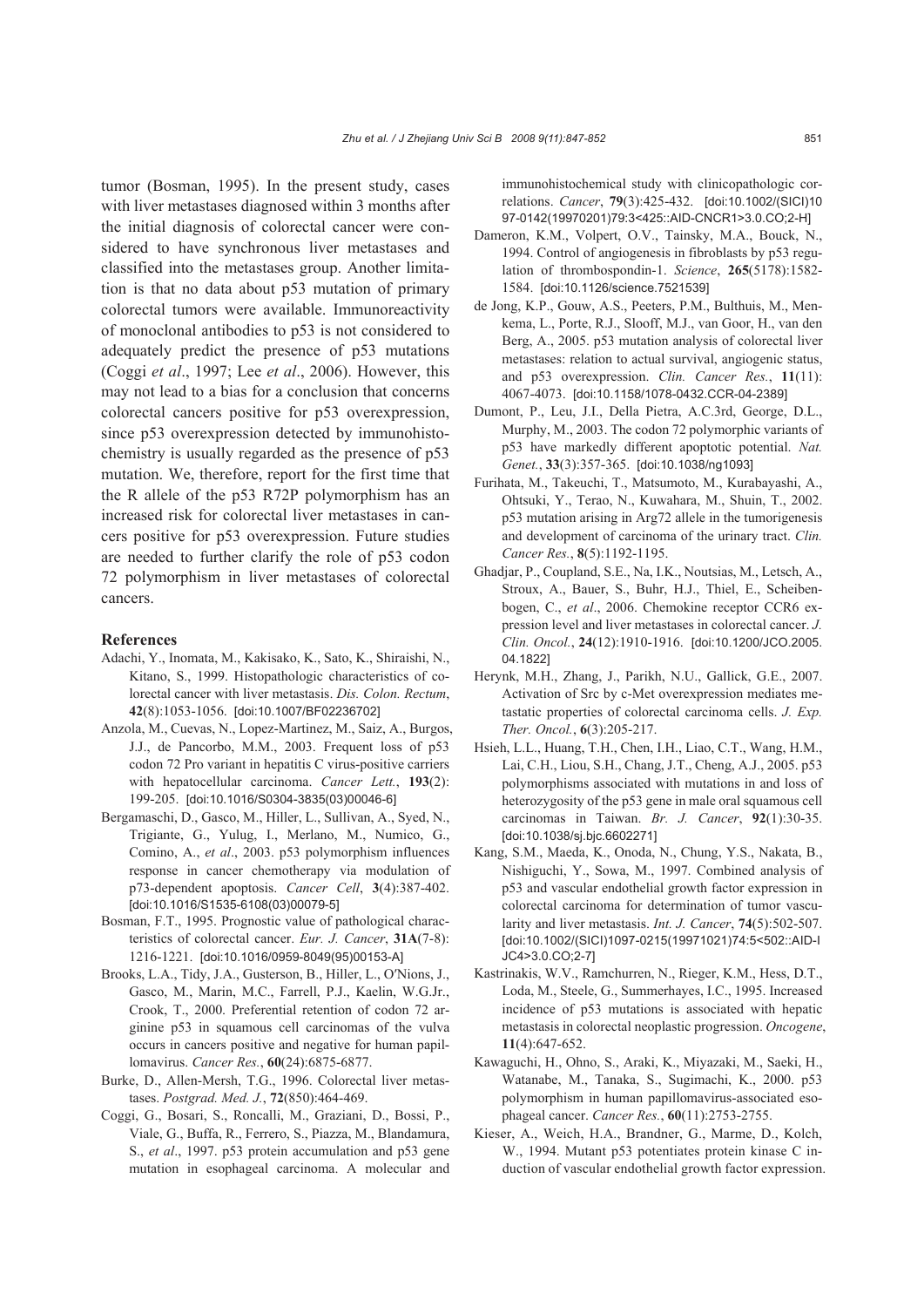tumor (Bosman, 1995). In the present study, cases with liver metastases diagnosed within 3 months after the initial diagnosis of colorectal cancer were considered to have synchronous liver metastases and classified into the metastases group. Another limitation is that no data about p53 mutation of primary colorectal tumors were available. Immunoreactivity of monoclonal antibodies to p53 is not considered to adequately predict the presence of p53 mutations (Coggi *et al*., 1997; Lee *et al*., 2006). However, this may not lead to a bias for a conclusion that concerns colorectal cancers positive for p53 overexpression, since p53 overexpression detected by immunohistochemistry is usually regarded as the presence of p53 mutation. We, therefore, report for the first time that the R allele of the p53 R72P polymorphism has an increased risk for colorectal liver metastases in cancers positive for p53 overexpression. Future studies are needed to further clarify the role of p53 codon 72 polymorphism in liver metastases of colorectal cancers.

## References

Adachi, Y., Inomata, M., Kakisako, K., Sato, K., Shiraishi, N., Kitano, S., 1999. Histopathologic characteristics of colorectal cancer with liver metastasis. *Dis. Colon. Rectum*, **42**(8):1053-1056. [doi:10.1007/BF02236702]

Anzola, M., Cuevas, N., Lopez-Martinez, M., Saiz, A., Burgos, J.J., de Pancorbo, M.M., 2003. Frequent loss of p53 codon 72 Pro variant in hepatitis C virus-positive carriers with hepatocellular carcinoma. *Cancer Lett.*, **193**(2): 199-205. [doi:10.1016/S0304-3835(03)00046-6]

Bergamaschi, D., Gasco, M., Hiller, L., Sullivan, A., Syed, N., Trigiante, G., Yulug, I., Merlano, M., Numico, G., Comino, A., *et al*., 2003. p53 polymorphism influences response in cancer chemotherapy via modulation of p73-dependent apoptosis. *Cancer Cell*, **3**(4):387-402. [doi:10.1016/S1535-6108(03)00079-5]

Bosman, F.T., 1995. Prognostic value of pathological characteristics of colorectal cancer. *Eur. J. Cancer*, **31A**(7-8): 1216-1221. [doi:10.1016/0959-8049(95)00153-A]

Brooks, L.A., Tidy, J.A., Gusterson, B., Hiller, L., O′Nions, J., Gasco, M., Marin, M.C., Farrell, P.J., Kaelin, W.G.Jr., Crook, T., 2000. Preferential retention of codon 72 arginine p53 in squamous cell carcinomas of the vulva occurs in cancers positive and negative for human papillomavirus. *Cancer Res.*, **60**(24):6875-6877.

Burke, D., Allen-Mersh, T.G., 1996. Colorectal liver metastases. *Postgrad. Med. J.*, **72**(850):464-469.

Coggi, G., Bosari, S., Roncalli, M., Graziani, D., Bossi, P., Viale, G., Buffa, R., Ferrero, S., Piazza, M., Blandamura, S., *et al*., 1997. p53 protein accumulation and p53 gene mutation in esophageal carcinoma. A molecular and immunohistochemical study with clinicopathologic correlations. *Cancer*, **79**(3):425-432. [doi:10.1002/(SICI)1097-0142(19970201)79:3<425::AID-CNCR1>3.0.CO;2-H]

Dameron, K.M., Volpert, O.V., Tainsky, M.A., Bouck, N., 1994. Control of angiogenesis in fibroblasts by p53 regulation of thrombospondin-1. *Science*, **265**(5178):1582-1584. [doi:10.1126/science.7521539]

de Jong, K.P., Gouw, A.S., Peeters, P.M., Bulthuis, M., Menkema, L., Porte, R.J., Slooff, M.J., van Goor, H., van den Berg, A., 2005. p53 mutation analysis of colorectal liver metastases: relation to actual survival, angiogenic status, and p53 overexpression. *Clin. Cancer Res.*, **11**(11): 4067-4073. [doi:10.1158/1078-0432.CCR-04-2389]

Dumont, P., Leu, J.I., Della Pietra, A.C.3rd, George, D.L., Murphy, M., 2003. The codon 72 polymorphic variants of p53 have markedly different apoptotic potential. *Nat. Genet.*, **33**(3):357-365. [doi:10.1038/ng1093]

Furihata, M., Takeuchi, T., Matsumoto, M., Kurabayashi, A., Ohtsuki, Y., Terao, N., Kuwahara, M., Shuin, T., 2002. p53 mutation arising in Arg72 allele in the tumorigenesis and development of carcinoma of the urinary tract. *Clin. Cancer Res.*, **8**(5):1192-1195.

Ghadjar, P., Coupland, S.E., Na, I.K., Noutsias, M., Letsch, A., Stroux, A., Bauer, S., Buhr, H.J., Thiel, E., Scheibenbogen, C., *et al*., 2006. Chemokine receptor CCR6 expression level and liver metastases in colorectal cancer. *J. Clin. Oncol.*, **24**(12):1910-1916. [doi:10.1200/JCO.2005.04.1822]

Herynk, M.H., Zhang, J., Parikh, N.U., Gallick, G.E., 2007. Activation of Src by c-Met overexpression mediates metastatic properties of colorectal carcinoma cells. *J. Exp. Ther. Oncol.*, **6**(3):205-217.

Hsieh, L.L., Huang, T.H., Chen, I.H., Liao, C.T., Wang, H.M., Lai, C.H., Liou, S.H., Chang, J.T., Cheng, A.J., 2005. p53 polymorphisms associated with mutations in and loss of heterozygosity of the p53 gene in male oral squamous cell carcinomas in Taiwan. *Br. J. Cancer*, **92**(1):30-35. [doi:10.1038/sj.bjc.6602271]

Kang, S.M., Maeda, K., Onoda, N., Chung, Y.S., Nakata, B., Nishiguchi, Y., Sowa, M., 1997. Combined analysis of p53 and vascular endothelial growth factor expression in colorectal carcinoma for determination of tumor vascularity and liver metastasis. *Int. J. Cancer*, **74**(5):502-507. [doi:10.1002/(SICI)1097-0215(19971021)74:5<502::AID-IJC4>3.0.CO;2-7]

Kastrinakis, W.V., Ramchurren, N., Rieger, K.M., Hess, D.T., Loda, M., Steele, G., Summerhayes, I.C., 1995. Increased incidence of p53 mutations is associated with hepatic metastasis in colorectal neoplastic progression. *Oncogene*, **11**(4):647-652.

Kawaguchi, H., Ohno, S., Araki, K., Miyazaki, M., Saeki, H., Watanabe, M., Tanaka, S., Sugimachi, K., 2000. p53 polymorphism in human papillomavirus-associated esophageal cancer. *Cancer Res.*, **60**(11):2753-2755.

Kieser, A., Weich, H.A., Brandner, G., Marme, D., Kolch, W., 1994. Mutant p53 potentiates protein kinase C induction of vascular endothelial growth factor expression.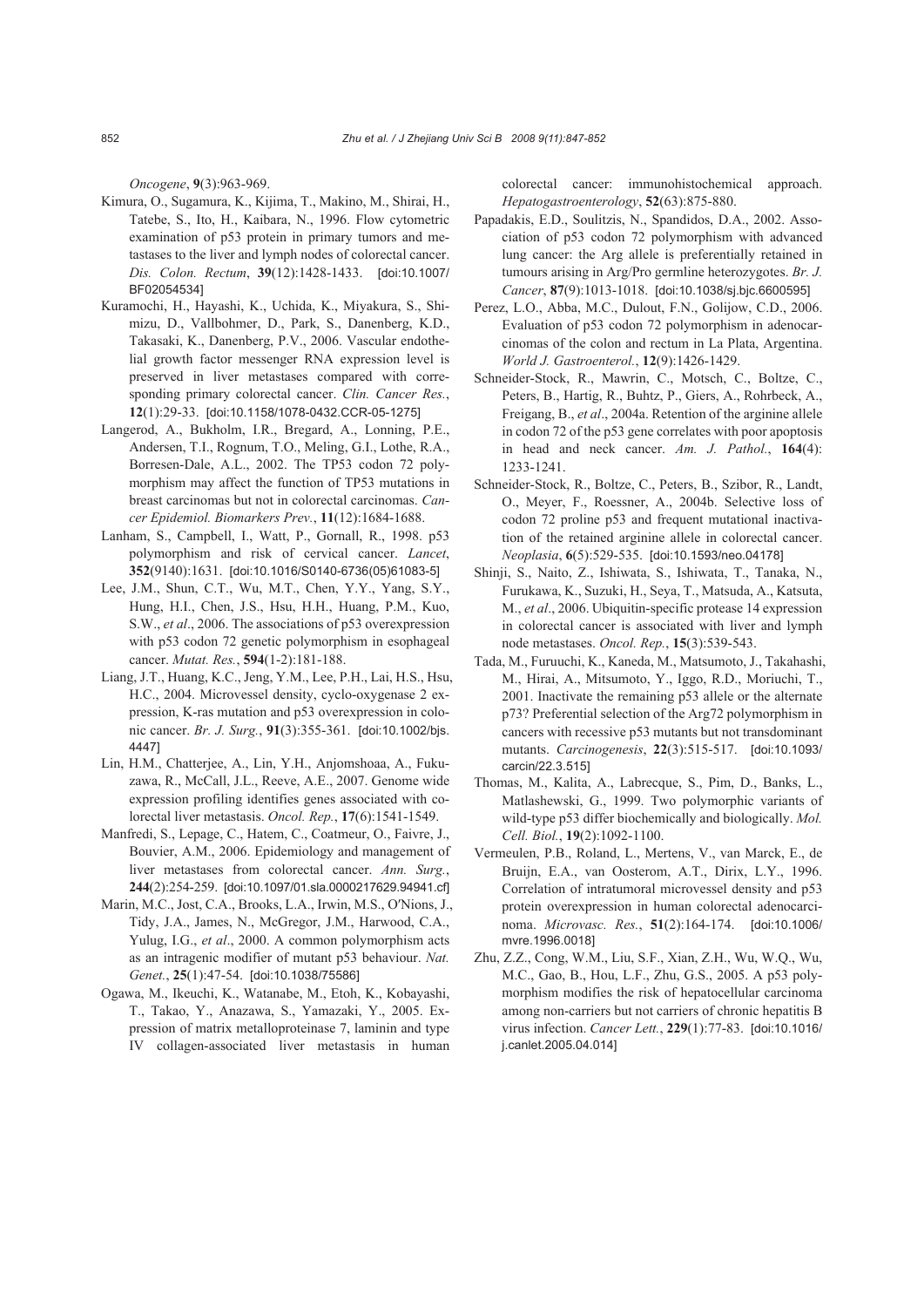*Oncogene*, **9**(3):963-969.

Kimura, O., Sugamura, K., Kijima, T., Makino, M., Shirai, H., Tatebe, S., Ito, H., Kaibara, N., 1996. Flow cytometric examination of p53 protein in primary tumors and metastases to the liver and lymph nodes of colorectal cancer. *Dis. Colon. Rectum*, **39**(12):1428-1433. [doi:10.1007/BF02054534]

Kuramochi, H., Hayashi, K., Uchida, K., Miyakura, S., Shimizu, D., Vallbohmer, D., Park, S., Danenberg, K.D., Takasaki, K., Danenberg, P.V., 2006. Vascular endothelial growth factor messenger RNA expression level is preserved in liver metastases compared with corresponding primary colorectal cancer. *Clin. Cancer Res.*, **12**(1):29-33. [doi:10.1158/1078-0432.CCR-05-1275]

Langerod, A., Bukholm, I.R., Bregard, A., Lonning, P.E., Andersen, T.I., Rognum, T.O., Meling, G.I., Lothe, R.A., Borresen-Dale, A.L., 2002. The TP53 codon 72 polymorphism may affect the function of TP53 mutations in breast carcinomas but not in colorectal carcinomas. *Cancer Epidemiol. Biomarkers Prev.*, **11**(12):1684-1688.

Lanham, S., Campbell, I., Watt, P., Gornall, R., 1998. p53 polymorphism and risk of cervical cancer. *Lancet*, **352**(9140):1631. [doi:10.1016/S0140-6736(05)61083-5]

Lee, J.M., Shun, C.T., Wu, M.T., Chen, Y.Y., Yang, S.Y., Hung, H.I., Chen, J.S., Hsu, H.H., Huang, P.M., Kuo, S.W., *et al*., 2006. The associations of p53 overexpression with p53 codon 72 genetic polymorphism in esophageal cancer. *Mutat. Res.*, **594**(1-2):181-188.

Liang, J.T., Huang, K.C., Jeng, Y.M., Lee, P.H., Lai, H.S., Hsu, H.C., 2004. Microvessel density, cyclo-oxygenase 2 expression, K-ras mutation and p53 overexpression in colonic cancer. *Br. J. Surg.*, **91**(3):355-361. [doi:10.1002/bjs.4447]

Lin, H.M., Chatterjee, A., Lin, Y.H., Anjomshoaa, A., Fukuzawa, R., McCall, J.L., Reeve, A.E., 2007. Genome wide expression profiling identifies genes associated with colorectal liver metastasis. *Oncol. Rep.*, **17**(6):1541-1549.

Manfredi, S., Lepage, C., Hatem, C., Coatmeur, O., Faivre, J., Bouvier, A.M., 2006. Epidemiology and management of liver metastases from colorectal cancer. *Ann. Surg.*, **244**(2):254-259. [doi:10.1097/01.sla.0000217629.94941.cf]

Marin, M.C., Jost, C.A., Brooks, L.A., Irwin, M.S., O′Nions, J., Tidy, J.A., James, N., McGregor, J.M., Harwood, C.A., Yulug, I.G., *et al*., 2000. A common polymorphism acts as an intragenic modifier of mutant p53 behaviour. *Nat. Genet.*, **25**(1):47-54. [doi:10.1038/75586]

Ogawa, M., Ikeuchi, K., Watanabe, M., Etoh, K., Kobayashi, T., Takao, Y., Anazawa, S., Yamazaki, Y., 2005. Expression of matrix metalloproteinase 7, laminin and type IV collagen-associated liver metastasis in human colorectal cancer: immunohistochemical approach. *Hepatogastroenterology*, **52**(63):875-880.

Papadakis, E.D., Soulitzis, N., Spandidos, D.A., 2002. Association of p53 codon 72 polymorphism with advanced lung cancer: the Arg allele is preferentially retained in tumours arising in Arg/Pro germline heterozygotes. *Br. J. Cancer*, **87**(9):1013-1018. [doi:10.1038/sj.bjc.6600595]

Perez, L.O., Abba, M.C., Dulout, F.N., Golijow, C.D., 2006. Evaluation of p53 codon 72 polymorphism in adenocarcinomas of the colon and rectum in La Plata, Argentina. *World J. Gastroenterol.*, **12**(9):1426-1429.

Schneider-Stock, R., Mawrin, C., Motsch, C., Boltze, C., Peters, B., Hartig, R., Buhtz, P., Giers, A., Rohrbeck, A., Freigang, B., *et al*., 2004a. Retention of the arginine allele in codon 72 of the p53 gene correlates with poor apoptosis in head and neck cancer. *Am. J. Pathol.*, **164**(4):1233-1241.

Schneider-Stock, R., Boltze, C., Peters, B., Szibor, R., Landt, O., Meyer, F., Roessner, A., 2004b. Selective loss of codon 72 proline p53 and frequent mutational inactivation of the retained arginine allele in colorectal cancer. *Neoplasia*, **6**(5):529-535. [doi:10.1593/neo.04178]

Shinji, S., Naito, Z., Ishiwata, S., Ishiwata, T., Tanaka, N., Furukawa, K., Suzuki, H., Seya, T., Matsuda, A., Katsuta, M., *et al*., 2006. Ubiquitin-specific protease 14 expression in colorectal cancer is associated with liver and lymph node metastases. *Oncol. Rep.*, **15**(3):539-543.

Tada, M., Furuuchi, K., Kaneda, M., Matsumoto, J., Takahashi, M., Hirai, A., Mitsumoto, Y., Iggo, R.D., Moriuchi, T., 2001. Inactivate the remaining p53 allele or the alternate p73? Preferential selection of the Arg72 polymorphism in cancers with recessive p53 mutants but not transdominant mutants. *Carcinogenesis*, **22**(3):515-517. [doi:10.1093/carcin/22.3.515]

Thomas, M., Kalita, A., Labrecque, S., Pim, D., Banks, L., Matlashewski, G., 1999. Two polymorphic variants of wild-type p53 differ biochemically and biologically. *Mol. Cell. Biol.*, **19**(2):1092-1100.

Vermeulen, P.B., Roland, L., Mertens, V., van Marck, E., de Bruijn, E.A., van Oosterom, A.T., Dirix, L.Y., 1996. Correlation of intratumoral microvessel density and p53 protein overexpression in human colorectal adenocarcinoma. *Microvasc. Res.*, **51**(2):164-174. [doi:10.1006/mvre.1996.0018]

Zhu, Z.Z., Cong, W.M., Liu, S.F., Xian, Z.H., Wu, W.Q., Wu, M.C., Gao, B., Hou, L.F., Zhu, G.S., 2005. A p53 polymorphism modifies the risk of hepatocellular carcinoma among non-carriers but not carriers of chronic hepatitis B virus infection. *Cancer Lett.*, **229**(1):77-83. [doi:10.1016/j.canlet.2005.04.014]